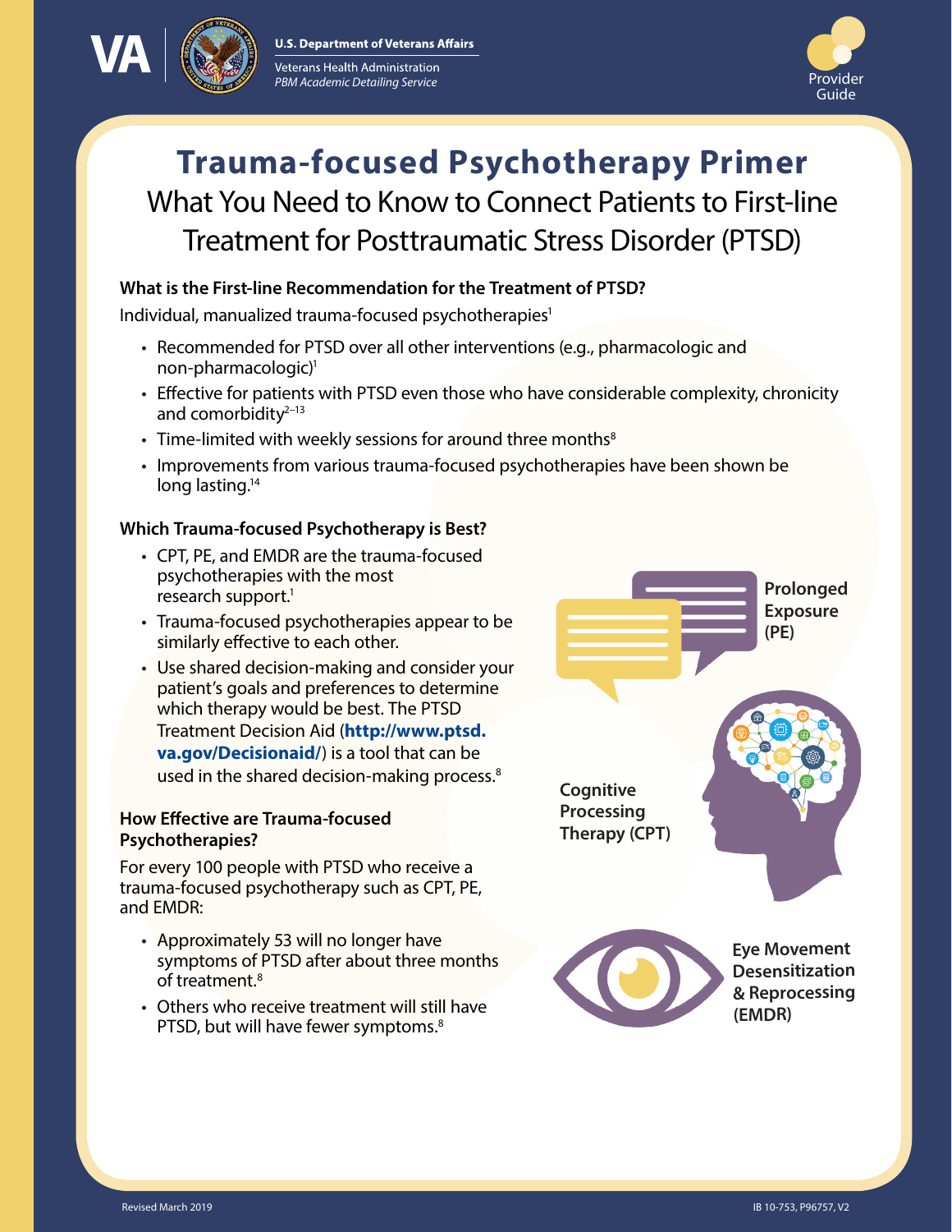U.S. Department of Veterans Affairs

Veterans Health Administration
*PBM Academic Detailing Service*

Provider Guide

# Trauma-focused Psychotherapy Primer

## What You Need to Know to Connect Patients to First-line Treatment for Posttraumatic Stress Disorder (PTSD)

### What is the First-line Recommendation for the Treatment of PTSD?

Individual, manualized trauma-focused psychotherapies[1]

- Recommended for PTSD over all other interventions (e.g., pharmacologic and non-pharmacologic)[1]
- Effective for patients with PTSD even those who have considerable complexity, chronicity and comorbidity[2–13]
- Time-limited with weekly sessions for around three months[8]
- Improvements from various trauma-focused psychotherapies have been shown be long lasting.[14]

### Which Trauma-focused Psychotherapy is Best?

- CPT, PE, and EMDR are the trauma-focused psychotherapies with the most research support.[1]
- Trauma-focused psychotherapies appear to be similarly effective to each other.
- Use shared decision-making and consider your patient's goals and preferences to determine which therapy would be best. The PTSD Treatment Decision Aid (**http://www.ptsd.va.gov/Decisionaid/**) is a tool that can be used in the shared decision-making process.[8]

**Prolonged Exposure (PE)**

**Cognitive Processing Therapy (CPT)**

**Eye Movement Desensitization & Reprocessing (EMDR)**

### How Effective are Trauma-focused Psychotherapies?

For every 100 people with PTSD who receive a trauma-focused psychotherapy such as CPT, PE, and EMDR:

- Approximately 53 will no longer have symptoms of PTSD after about three months of treatment.[8]
- Others who receive treatment will still have PTSD, but will have fewer symptoms.[8]

Revised March 2019

IB 10-753, P96757, V2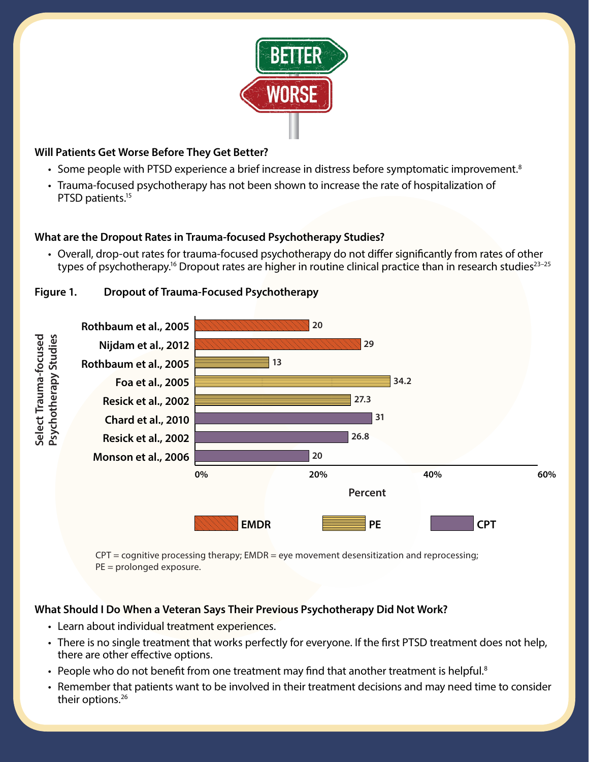### Will Patients Get Worse Before They Get Better?

- Some people with PTSD experience a brief increase in distress before symptomatic improvement.[8]
- Trauma-focused psychotherapy has not been shown to increase the rate of hospitalization of PTSD patients.[15]

### What are the Dropout Rates in Trauma-focused Psychotherapy Studies?

- Overall, drop-out rates for trauma-focused psychotherapy do not differ significantly from rates of other types of psychotherapy.[16] Dropout rates are higher in routine clinical practice than in research studies[23–25]

**Figure 1. Dropout of Trauma-Focused Psychotherapy**

| Select Trauma-focused Psychotherapy Studies | Treatment | Percent |
| --- | --- | --- |
| Rothbaum et al., 2005 | EMDR | 20 |
| Nijdam et al., 2012 | EMDR | 29 |
| Rothbaum et al., 2005 | PE | 13 |
| Foa et al., 2005 | PE | 34.2 |
| Resick et al., 2002 | PE | 27.3 |
| Chard et al., 2010 | CPT | 31 |
| Resick et al., 2002 | CPT | 26.8 |
| Monson et al., 2006 | CPT | 20 |

CPT = cognitive processing therapy; EMDR = eye movement desensitization and reprocessing; PE = prolonged exposure.

### What Should I Do When a Veteran Says Their Previous Psychotherapy Did Not Work?

- Learn about individual treatment experiences.
- There is no single treatment that works perfectly for everyone. If the first PTSD treatment does not help, there are other effective options.
- People who do not benefit from one treatment may find that another treatment is helpful.[8]
- Remember that patients want to be involved in their treatment decisions and may need time to consider their options.[26]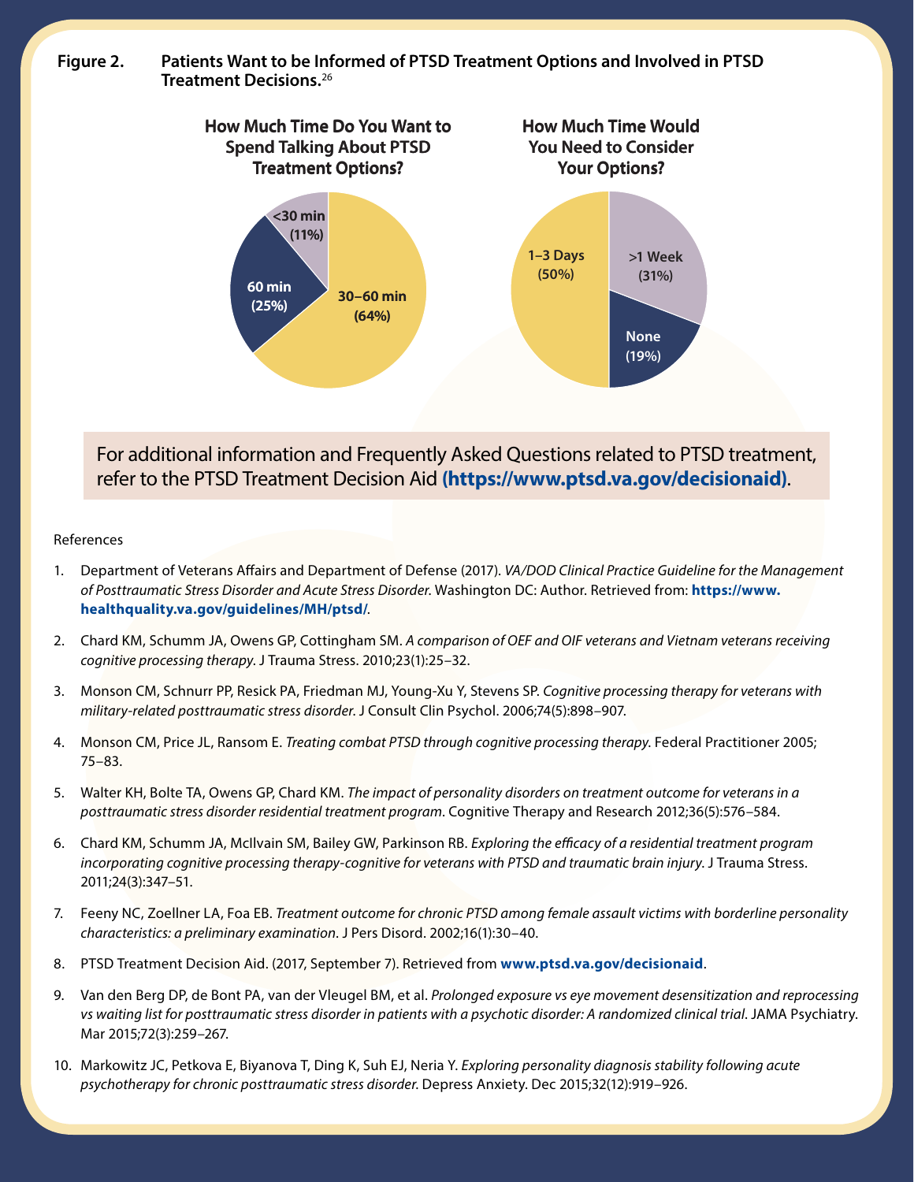**Figure 2. Patients Want to be Informed of PTSD Treatment Options and Involved in PTSD Treatment Decisions.**[26]

**How Much Time Do You Want to Spend Talking About PTSD Treatment Options?**

- <30 min (11%)
- 60 min (25%)
- 30–60 min (64%)

**How Much Time Would You Need to Consider Your Options?**

- 1–3 Days (50%)
- >1 Week (31%)
- None (19%)

For additional information and Frequently Asked Questions related to PTSD treatment, refer to the PTSD Treatment Decision Aid **(https://www.ptsd.va.gov/decisionaid)**.

References

1. Department of Veterans Affairs and Department of Defense (2017). *VA/DOD Clinical Practice Guideline for the Management of Posttraumatic Stress Disorder and Acute Stress Disorder.* Washington DC: Author. Retrieved from: **https://www.healthquality.va.gov/guidelines/MH/ptsd/**.
2. Chard KM, Schumm JA, Owens GP, Cottingham SM. *A comparison of OEF and OIF veterans and Vietnam veterans receiving cognitive processing therapy.* J Trauma Stress. 2010;23(1):25–32.
3. Monson CM, Schnurr PP, Resick PA, Friedman MJ, Young-Xu Y, Stevens SP. *Cognitive processing therapy for veterans with military-related posttraumatic stress disorder.* J Consult Clin Psychol. 2006;74(5):898–907.
4. Monson CM, Price JL, Ransom E. *Treating combat PTSD through cognitive processing therapy.* Federal Practitioner 2005; 75–83.
5. Walter KH, Bolte TA, Owens GP, Chard KM. *The impact of personality disorders on treatment outcome for veterans in a posttraumatic stress disorder residential treatment program*. Cognitive Therapy and Research 2012;36(5):576–584.
6. Chard KM, Schumm JA, McIlvain SM, Bailey GW, Parkinson RB. *Exploring the efficacy of a residential treatment program incorporating cognitive processing therapy-cognitive for veterans with PTSD and traumatic brain injury.* J Trauma Stress. 2011;24(3):347–51.
7. Feeny NC, Zoellner LA, Foa EB. *Treatment outcome for chronic PTSD among female assault victims with borderline personality characteristics: a preliminary examination*. J Pers Disord. 2002;16(1):30–40.
8. PTSD Treatment Decision Aid. (2017, September 7). Retrieved from **www.ptsd.va.gov/decisionaid**.
9. Van den Berg DP, de Bont PA, van der Vleugel BM, et al. *Prolonged exposure vs eye movement desensitization and reprocessing vs waiting list for posttraumatic stress disorder in patients with a psychotic disorder: A randomized clinical trial*. JAMA Psychiatry. Mar 2015;72(3):259–267.
10. Markowitz JC, Petkova E, Biyanova T, Ding K, Suh EJ, Neria Y. *Exploring personality diagnosis stability following acute psychotherapy for chronic posttraumatic stress disorder.* Depress Anxiety. Dec 2015;32(12):919–926.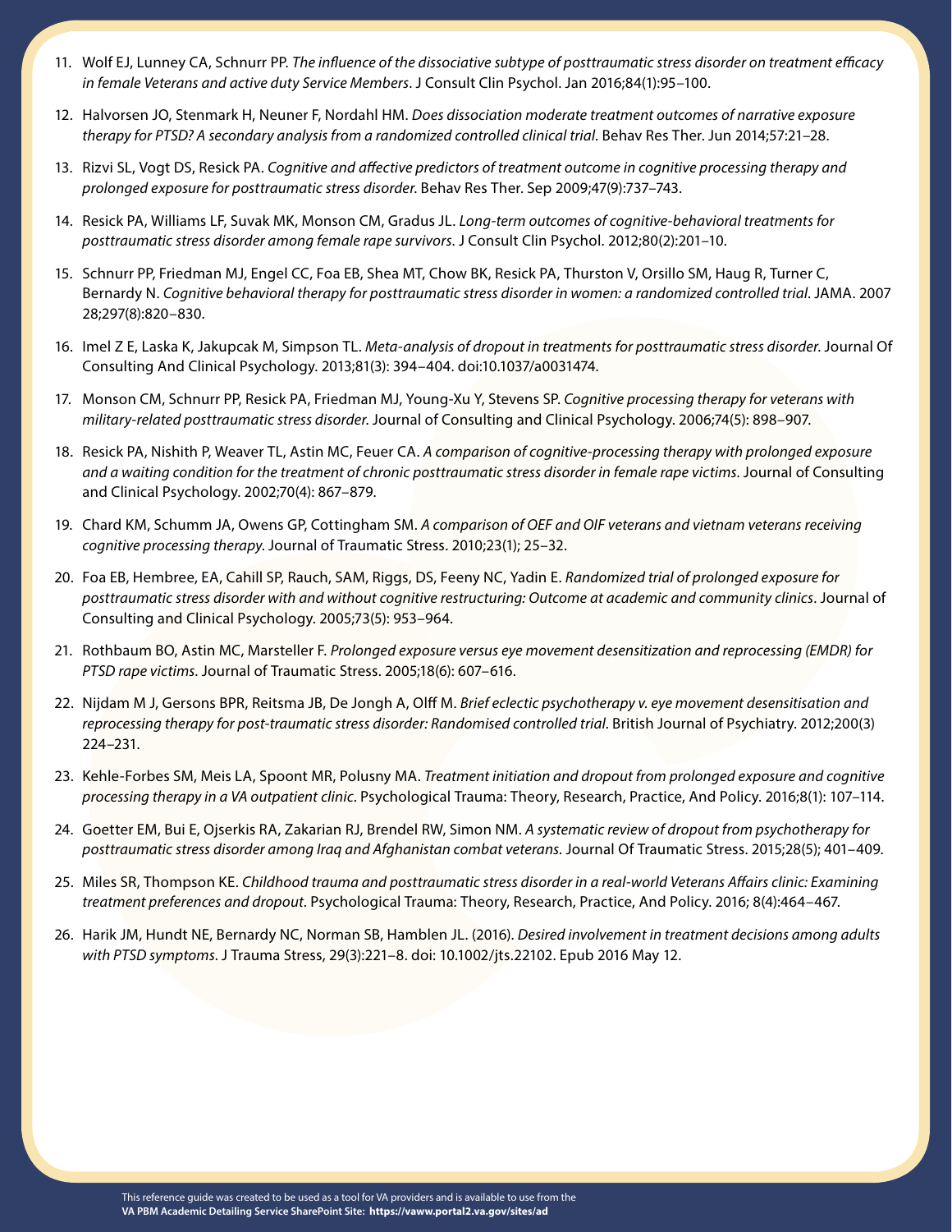11. Wolf EJ, Lunney CA, Schnurr PP. *The influence of the dissociative subtype of posttraumatic stress disorder on treatment efficacy in female Veterans and active duty Service Members*. J Consult Clin Psychol. Jan 2016;84(1):95–100.

12. Halvorsen JO, Stenmark H, Neuner F, Nordahl HM. *Does dissociation moderate treatment outcomes of narrative exposure therapy for PTSD? A secondary analysis from a randomized controlled clinical trial*. Behav Res Ther. Jun 2014;57:21–28.

13. Rizvi SL, Vogt DS, Resick PA. *Cognitive and affective predictors of treatment outcome in cognitive processing therapy and prolonged exposure for posttraumatic stress disorder*. Behav Res Ther. Sep 2009;47(9):737–743.

14. Resick PA, Williams LF, Suvak MK, Monson CM, Gradus JL. *Long-term outcomes of cognitive-behavioral treatments for posttraumatic stress disorder among female rape survivors*. J Consult Clin Psychol. 2012;80(2):201–10.

15. Schnurr PP, Friedman MJ, Engel CC, Foa EB, Shea MT, Chow BK, Resick PA, Thurston V, Orsillo SM, Haug R, Turner C, Bernardy N. *Cognitive behavioral therapy for posttraumatic stress disorder in women: a randomized controlled trial*. JAMA. 2007 28;297(8):820–830.

16. Imel Z E, Laska K, Jakupcak M, Simpson TL. *Meta-analysis of dropout in treatments for posttraumatic stress disorder*. Journal Of Consulting And Clinical Psychology. 2013;81(3): 394–404. doi:10.1037/a0031474.

17. Monson CM, Schnurr PP, Resick PA, Friedman MJ, Young-Xu Y, Stevens SP. *Cognitive processing therapy for veterans with military-related posttraumatic stress disorder*. Journal of Consulting and Clinical Psychology. 2006;74(5): 898–907.

18. Resick PA, Nishith P, Weaver TL, Astin MC, Feuer CA. *A comparison of cognitive-processing therapy with prolonged exposure and a waiting condition for the treatment of chronic posttraumatic stress disorder in female rape victims*. Journal of Consulting and Clinical Psychology. 2002;70(4): 867–879.

19. Chard KM, Schumm JA, Owens GP, Cottingham SM. *A comparison of OEF and OIF veterans and vietnam veterans receiving cognitive processing therapy*. Journal of Traumatic Stress. 2010;23(1); 25–32.

20. Foa EB, Hembree, EA, Cahill SP, Rauch, SAM, Riggs, DS, Feeny NC, Yadin E. *Randomized trial of prolonged exposure for posttraumatic stress disorder with and without cognitive restructuring: Outcome at academic and community clinics*. Journal of Consulting and Clinical Psychology. 2005;73(5): 953–964.

21. Rothbaum BO, Astin MC, Marsteller F. *Prolonged exposure versus eye movement desensitization and reprocessing (EMDR) for PTSD rape victims*. Journal of Traumatic Stress. 2005;18(6): 607–616.

22. Nijdam M J, Gersons BPR, Reitsma JB, De Jongh A, Olff M. *Brief eclectic psychotherapy v. eye movement desensitisation and reprocessing therapy for post-traumatic stress disorder: Randomised controlled trial*. British Journal of Psychiatry. 2012;200(3) 224–231.

23. Kehle-Forbes SM, Meis LA, Spoont MR, Polusny MA. *Treatment initiation and dropout from prolonged exposure and cognitive processing therapy in a VA outpatient clinic*. Psychological Trauma: Theory, Research, Practice, And Policy. 2016;8(1): 107–114.

24. Goetter EM, Bui E, Ojserkis RA, Zakarian RJ, Brendel RW, Simon NM. *A systematic review of dropout from psychotherapy for posttraumatic stress disorder among Iraq and Afghanistan combat veterans*. Journal Of Traumatic Stress. 2015;28(5); 401–409.

25. Miles SR, Thompson KE. *Childhood trauma and posttraumatic stress disorder in a real-world Veterans Affairs clinic: Examining treatment preferences and dropout*. Psychological Trauma: Theory, Research, Practice, And Policy. 2016; 8(4):464–467.

26. Harik JM, Hundt NE, Bernardy NC, Norman SB, Hamblen JL. (2016). *Desired involvement in treatment decisions among adults with PTSD symptoms*. J Trauma Stress, 29(3):221–8. doi: 10.1002/jts.22102. Epub 2016 May 12.

This reference guide was created to be used as a tool for VA providers and is available to use from the
**VA PBM Academic Detailing Service SharePoint Site: https://vaww.portal2.va.gov/sites/ad**